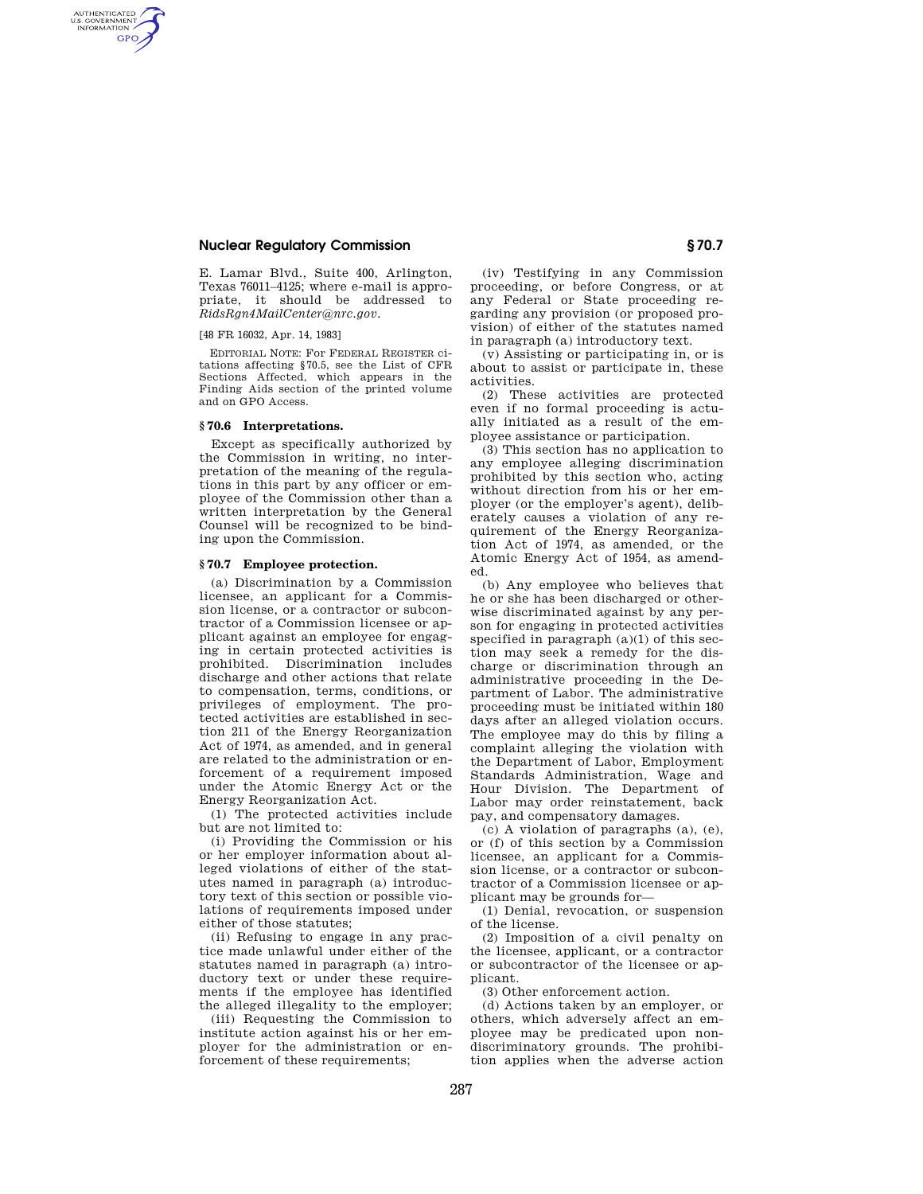E. Lamar Blvd., Suite 400, Arlington, Texas 76011–4125; where e-mail is appropriate, it should be addressed to *RidsRgn4MailCenter@nrc.gov.*

[48 FR 16032, Apr. 14, 1983]

EDITORIAL NOTE: For FEDERAL REGISTER citations affecting §70.5, see the List of CFR Sections Affected, which appears in the Finding Aids section of the printed volume and on GPO Access.

### § 70.6 Interpretations.

Except as specifically authorized by the Commission in writing, no interpretation of the meaning of the regulations in this part by any officer or employee of the Commission other than a written interpretation by the General Counsel will be recognized to be binding upon the Commission.

### § 70.7 Employee protection.

(a) Discrimination by a Commission licensee, an applicant for a Commission license, or a contractor or subcontractor of a Commission licensee or applicant against an employee for engaging in certain protected activities is prohibited. Discrimination includes discharge and other actions that relate to compensation, terms, conditions, or privileges of employment. The protected activities are established in section 211 of the Energy Reorganization Act of 1974, as amended, and in general are related to the administration or enforcement of a requirement imposed under the Atomic Energy Act or the Energy Reorganization Act.

(1) The protected activities include but are not limited to:

(i) Providing the Commission or his or her employer information about alleged violations of either of the statutes named in paragraph (a) introductory text of this section or possible violations of requirements imposed under either of those statutes;

(ii) Refusing to engage in any practice made unlawful under either of the statutes named in paragraph (a) introductory text or under these requirements if the employee has identified the alleged illegality to the employer;

(iii) Requesting the Commission to institute action against his or her employer for the administration or enforcement of these requirements;

(iv) Testifying in any Commission proceeding, or before Congress, or at any Federal or State proceeding regarding any provision (or proposed provision) of either of the statutes named in paragraph (a) introductory text.

(v) Assisting or participating in, or is about to assist or participate in, these activities.

(2) These activities are protected even if no formal proceeding is actually initiated as a result of the employee assistance or participation.

(3) This section has no application to any employee alleging discrimination prohibited by this section who, acting without direction from his or her employer (or the employer's agent), deliberately causes a violation of any requirement of the Energy Reorganization Act of 1974, as amended, or the Atomic Energy Act of 1954, as amended.

(b) Any employee who believes that he or she has been discharged or otherwise discriminated against by any person for engaging in protected activities specified in paragraph (a)(1) of this section may seek a remedy for the discharge or discrimination through an administrative proceeding in the Department of Labor. The administrative proceeding must be initiated within 180 days after an alleged violation occurs. The employee may do this by filing a complaint alleging the violation with the Department of Labor, Employment Standards Administration, Wage and Hour Division. The Department of Labor may order reinstatement, back pay, and compensatory damages.

(c) A violation of paragraphs (a), (e), or (f) of this section by a Commission licensee, an applicant for a Commission license, or a contractor or subcontractor of a Commission licensee or applicant may be grounds for—

(1) Denial, revocation, or suspension of the license.

(2) Imposition of a civil penalty on the licensee, applicant, or a contractor or subcontractor of the licensee or applicant.

(3) Other enforcement action.

(d) Actions taken by an employer, or others, which adversely affect an employee may be predicated upon nondiscriminatory grounds. The prohibition applies when the adverse action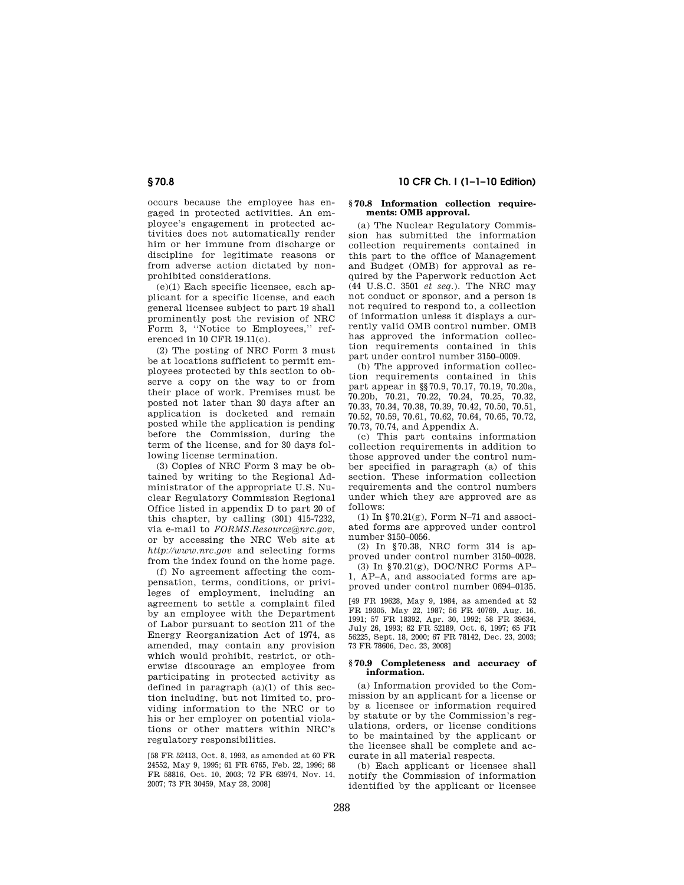occurs because the employee has engaged in protected activities. An employee's engagement in protected activities does not automatically render him or her immune from discharge or discipline for legitimate reasons or from adverse action dictated by non-prohibited considerations.

(e)(1) Each specific licensee, each applicant for a specific license, and each general licensee subject to part 19 shall prominently post the revision of NRC Form 3, ''Notice to Employees,'' referenced in 10 CFR 19.11(c).

(2) The posting of NRC Form 3 must be at locations sufficient to permit employees protected by this section to observe a copy on the way to or from their place of work. Premises must be posted not later than 30 days after an application is docketed and remain posted while the application is pending before the Commission, during the term of the license, and for 30 days following license termination.

(3) Copies of NRC Form 3 may be obtained by writing to the Regional Administrator of the appropriate U.S. Nuclear Regulatory Commission Regional Office listed in appendix D to part 20 of this chapter, by calling (301) 415-7232, via e-mail to *FORMS.Resource@nrc.gov*, or by accessing the NRC Web site at *http://www.nrc.gov* and selecting forms from the index found on the home page.

(f) No agreement affecting the compensation, terms, conditions, or privileges of employment, including an agreement to settle a complaint filed by an employee with the Department of Labor pursuant to section 211 of the Energy Reorganization Act of 1974, as amended, may contain any provision which would prohibit, restrict, or otherwise discourage an employee from participating in protected activity as defined in paragraph (a)(1) of this section including, but not limited to, providing information to the NRC or to his or her employer on potential violations or other matters within NRC's regulatory responsibilities.

[58 FR 52413, Oct. 8, 1993, as amended at 60 FR 24552, May 9, 1995; 61 FR 6765, Feb. 22, 1996; 68 FR 58816, Oct. 10, 2003; 72 FR 63974, Nov. 14, 2007; 73 FR 30459, May 28, 2008]

**§ 70.8 Information collection requirements: OMB approval.**

(a) The Nuclear Regulatory Commission has submitted the information collection requirements contained in this part to the office of Management and Budget (OMB) for approval as required by the Paperwork reduction Act (44 U.S.C. 3501 *et seq.*). The NRC may not conduct or sponsor, and a person is not required to respond to, a collection of information unless it displays a currently valid OMB control number. OMB has approved the information collection requirements contained in this part under control number 3150–0009.

(b) The approved information collection requirements contained in this part appear in §§ 70.9, 70.17, 70.19, 70.20a, 70.20b, 70.21, 70.22, 70.24, 70.25, 70.32, 70.33, 70.34, 70.38, 70.39, 70.42, 70.50, 70.51, 70.52, 70.59, 70.61, 70.62, 70.64, 70.65, 70.72, 70.73, 70.74, and Appendix A.

(c) This part contains information collection requirements in addition to those approved under the control number specified in paragraph (a) of this section. These information collection requirements and the control numbers under which they are approved are as follows:

(1) In § 70.21(g), Form N–71 and associated forms are approved under control number 3150–0056.

(2) In § 70.38, NRC form 314 is approved under control number 3150–0028.

(3) In § 70.21(g), DOC/NRC Forms AP–1, AP–A, and associated forms are approved under control number 0694–0135.

[49 FR 19628, May 9, 1984, as amended at 52 FR 19305, May 22, 1987; 56 FR 40769, Aug. 16, 1991; 57 FR 18392, Apr. 30, 1992; 58 FR 39634, July 26, 1993; 62 FR 52189, Oct. 6, 1997; 65 FR 56225, Sept. 18, 2000; 67 FR 78142, Dec. 23, 2003; 73 FR 78606, Dec. 23, 2008]

**§ 70.9 Completeness and accuracy of information.**

(a) Information provided to the Commission by an applicant for a license or by a licensee or information required by statute or by the Commission's regulations, orders, or license conditions to be maintained by the applicant or the licensee shall be complete and accurate in all material respects.

(b) Each applicant or licensee shall notify the Commission of information identified by the applicant or licensee